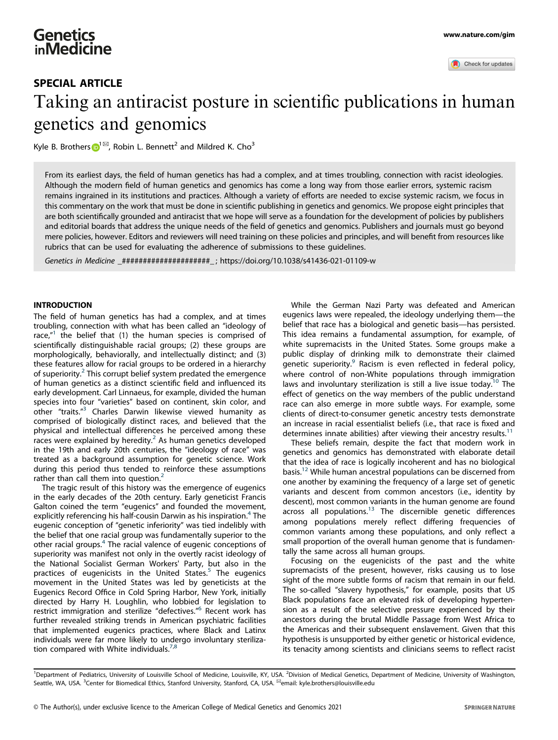# SPECIAL ARTICLE

# Taking an antiracist posture in scientific publications in human genetics and genomics

Kyle B. Brothers[1]✉, Robin L. Bennett[2] and Mildred K. Cho[3]

From its earliest days, the field of human genetics has had a complex, and at times troubling, connection with racist ideologies. Although the modern field of human genetics and genomics has come a long way from those earlier errors, systemic racism remains ingrained in its institutions and practices. Although a variety of efforts are needed to excise systemic racism, we focus in this commentary on the work that must be done in scientific publishing in genetics and genomics. We propose eight principles that are both scientifically grounded and antiracist that we hope will serve as a foundation for the development of policies by publishers and editorial boards that address the unique needs of the field of genetics and genomics. Publishers and journals must go beyond mere policies, however. Editors and reviewers will need training on these policies and principles, and will benefit from resources like rubrics that can be used for evaluating the adherence of submissions to these guidelines.

*Genetics in Medicine* _####################_ ; https://doi.org/10.1038/s41436-021-01109-w

## INTRODUCTION

The field of human genetics has had a complex, and at times troubling, connection with what has been called an "ideology of race,"[1] the belief that (1) the human species is comprised of scientifically distinguishable racial groups; (2) these groups are morphologically, behaviorally, and intellectually distinct; and (3) these features allow for racial groups to be ordered in a hierarchy of superiority.[2] This corrupt belief system predated the emergence of human genetics as a distinct scientific field and influenced its early development. Carl Linnaeus, for example, divided the human species into four "varieties" based on continent, skin color, and other "traits."[3] Charles Darwin likewise viewed humanity as comprised of biologically distinct races, and believed that the physical and intellectual differences he perceived among these races were explained by heredity.[2] As human genetics developed in the 19th and early 20th centuries, the "ideology of race" was treated as a background assumption for genetic science. Work during this period thus tended to reinforce these assumptions rather than call them into question.[2]

The tragic result of this history was the emergence of eugenics in the early decades of the 20th century. Early geneticist Francis Galton coined the term "eugenics" and founded the movement, explicitly referencing his half-cousin Darwin as his inspiration.[4] The eugenic conception of "genetic inferiority" was tied indelibly with the belief that one racial group was fundamentally superior to the other racial groups.[4] The racial valence of eugenic conceptions of superiority was manifest not only in the overtly racist ideology of the National Socialist German Workers' Party, but also in the practices of eugenicists in the United States.[5] The eugenics movement in the United States was led by geneticists at the Eugenics Record Office in Cold Spring Harbor, New York, initially directed by Harry H. Loughlin, who lobbied for legislation to restrict immigration and sterilize "defectives."[6] Recent work has further revealed striking trends in American psychiatric facilities that implemented eugenics practices, where Black and Latinx individuals were far more likely to undergo involuntary sterilization compared with White individuals.[7,8]

While the German Nazi Party was defeated and American eugenics laws were repealed, the ideology underlying them—the belief that race has a biological and genetic basis—has persisted. This idea remains a fundamental assumption, for example, of white supremacists in the United States. Some groups make a public display of drinking milk to demonstrate their claimed genetic superiority.[9] Racism is even reflected in federal policy, where control of non-White populations through immigration laws and involuntary sterilization is still a live issue today.[10] The effect of genetics on the way members of the public understand race can also emerge in more subtle ways. For example, some clients of direct-to-consumer genetic ancestry tests demonstrate an increase in racial essentialist beliefs (i.e., that race is fixed and determines innate abilities) after viewing their ancestry results.[11]

These beliefs remain, despite the fact that modern work in genetics and genomics has demonstrated with elaborate detail that the idea of race is logically incoherent and has no biological basis.[12] While human ancestral populations can be discerned from one another by examining the frequency of a large set of genetic variants and descent from common ancestors (i.e., identity by descent), most common variants in the human genome are found across all populations.[13] The discernible genetic differences among populations merely reflect differing frequencies of common variants among these populations, and only reflect a small proportion of the overall human genome that is fundamentally the same across all human groups.

Focusing on the eugenicists of the past and the white supremacists of the present, however, risks causing us to lose sight of the more subtle forms of racism that remain in our field. The so-called "slavery hypothesis," for example, posits that US Black populations face an elevated risk of developing hypertension as a result of the selective pressure experienced by their ancestors during the brutal Middle Passage from West Africa to the Americas and their subsequent enslavement. Given that this hypothesis is unsupported by either genetic or historical evidence, its tenacity among scientists and clinicians seems to reflect racist

---

[1]Department of Pediatrics, University of Louisville School of Medicine, Louisville, KY, USA. [2]Division of Medical Genetics, Department of Medicine, University of Washington, Seattle, WA, USA. [3]Center for Biomedical Ethics, Stanford University, Stanford, CA, USA. ✉email: kyle.brothers@louisville.edu

© The Author(s), under exclusive licence to the American College of Medical Genetics and Genomics 2021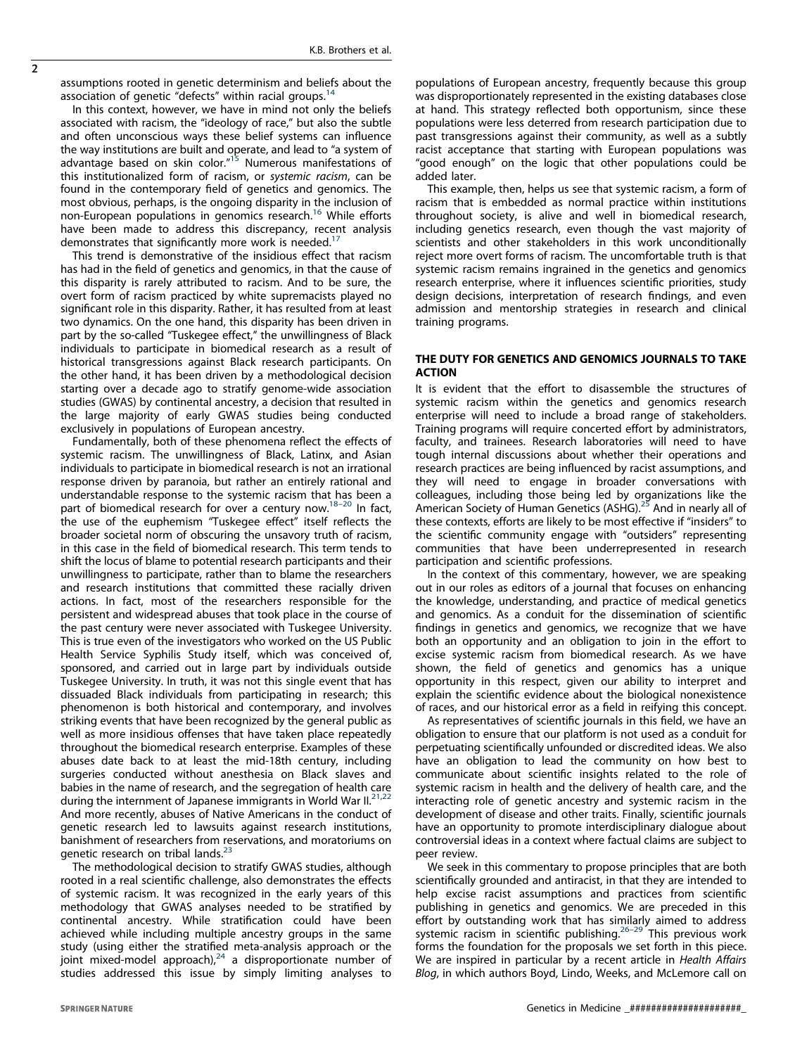assumptions rooted in genetic determinism and beliefs about the association of genetic "defects" within racial groups.[14]

In this context, however, we have in mind not only the beliefs associated with racism, the "ideology of race," but also the subtle and often unconscious ways these belief systems can influence the way institutions are built and operate, and lead to "a system of advantage based on skin color."[15] Numerous manifestations of this institutionalized form of racism, or *systemic racism*, can be found in the contemporary field of genetics and genomics. The most obvious, perhaps, is the ongoing disparity in the inclusion of non-European populations in genomics research.[16] While efforts have been made to address this discrepancy, recent analysis demonstrates that significantly more work is needed.[17]

This trend is demonstrative of the insidious effect that racism has had in the field of genetics and genomics, in that the cause of this disparity is rarely attributed to racism. And to be sure, the overt form of racism practiced by white supremacists played no significant role in this disparity. Rather, it has resulted from at least two dynamics. On the one hand, this disparity has been driven in part by the so-called "Tuskegee effect," the unwillingness of Black individuals to participate in biomedical research as a result of historical transgressions against Black research participants. On the other hand, it has been driven by a methodological decision starting over a decade ago to stratify genome-wide association studies (GWAS) by continental ancestry, a decision that resulted in the large majority of early GWAS studies being conducted exclusively in populations of European ancestry.

Fundamentally, both of these phenomena reflect the effects of systemic racism. The unwillingness of Black, Latinx, and Asian individuals to participate in biomedical research is not an irrational response driven by paranoia, but rather an entirely rational and understandable response to the systemic racism that has been a part of biomedical research for over a century now.[18–20] In fact, the use of the euphemism "Tuskegee effect" itself reflects the broader societal norm of obscuring the unsavory truth of racism, in this case in the field of biomedical research. This term tends to shift the locus of blame to potential research participants and their unwillingness to participate, rather than to blame the researchers and research institutions that committed these racially driven actions. In fact, most of the researchers responsible for the persistent and widespread abuses that took place in the course of the past century were never associated with Tuskegee University. This is true even of the investigators who worked on the US Public Health Service Syphilis Study itself, which was conceived of, sponsored, and carried out in large part by individuals outside Tuskegee University. In truth, it was not this single event that has dissuaded Black individuals from participating in research; this phenomenon is both historical and contemporary, and involves striking events that have been recognized by the general public as well as more insidious offenses that have taken place repeatedly throughout the biomedical research enterprise. Examples of these abuses date back to at least the mid-18th century, including surgeries conducted without anesthesia on Black slaves and babies in the name of research, and the segregation of health care during the internment of Japanese immigrants in World War II.[21,22] And more recently, abuses of Native Americans in the conduct of genetic research led to lawsuits against research institutions, banishment of researchers from reservations, and moratoriums on genetic research on tribal lands.[23]

The methodological decision to stratify GWAS studies, although rooted in a real scientific challenge, also demonstrates the effects of systemic racism. It was recognized in the early years of this methodology that GWAS analyses needed to be stratified by continental ancestry. While stratification could have been achieved while including multiple ancestry groups in the same study (using either the stratified meta-analysis approach or the joint mixed-model approach),[24] a disproportionate number of studies addressed this issue by simply limiting analyses to populations of European ancestry, frequently because this group was disproportionately represented in the existing databases close at hand. This strategy reflected both opportunism, since these populations were less deterred from research participation due to past transgressions against their community, as well as a subtly racist acceptance that starting with European populations was "good enough" on the logic that other populations could be added later.

This example, then, helps us see that systemic racism, a form of racism that is embedded as normal practice within institutions throughout society, is alive and well in biomedical research, including genetics research, even though the vast majority of scientists and other stakeholders in this work unconditionally reject more overt forms of racism. The uncomfortable truth is that systemic racism remains ingrained in the genetics and genomics research enterprise, where it influences scientific priorities, study design decisions, interpretation of research findings, and even admission and mentorship strategies in research and clinical training programs.

## THE DUTY FOR GENETICS AND GENOMICS JOURNALS TO TAKE ACTION

It is evident that the effort to disassemble the structures of systemic racism within the genetics and genomics research enterprise will need to include a broad range of stakeholders. Training programs will require concerted effort by administrators, faculty, and trainees. Research laboratories will need to have tough internal discussions about whether their operations and research practices are being influenced by racist assumptions, and they will need to engage in broader conversations with colleagues, including those being led by organizations like the American Society of Human Genetics (ASHG).[25] And in nearly all of these contexts, efforts are likely to be most effective if "insiders" to the scientific community engage with "outsiders" representing communities that have been underrepresented in research participation and scientific professions.

In the context of this commentary, however, we are speaking out in our roles as editors of a journal that focuses on enhancing the knowledge, understanding, and practice of medical genetics and genomics. As a conduit for the dissemination of scientific findings in genetics and genomics, we recognize that we have both an opportunity and an obligation to join in the effort to excise systemic racism from biomedical research. As we have shown, the field of genetics and genomics has a unique opportunity in this respect, given our ability to interpret and explain the scientific evidence about the biological nonexistence of races, and our historical error as a field in reifying this concept.

As representatives of scientific journals in this field, we have an obligation to ensure that our platform is not used as a conduit for perpetuating scientifically unfounded or discredited ideas. We also have an obligation to lead the community on how best to communicate about scientific insights related to the role of systemic racism in health and the delivery of health care, and the interacting role of genetic ancestry and systemic racism in the development of disease and other traits. Finally, scientific journals have an opportunity to promote interdisciplinary dialogue about controversial ideas in a context where factual claims are subject to peer review.

We seek in this commentary to propose principles that are both scientifically grounded and antiracist, in that they are intended to help excise racist assumptions and practices from scientific publishing in genetics and genomics. We are preceded in this effort by outstanding work that has similarly aimed to address systemic racism in scientific publishing.[26–29] This previous work forms the foundation for the proposals we set forth in this piece. We are inspired in particular by a recent article in *Health Affairs Blog*, in which authors Boyd, Lindo, Weeks, and McLemore call on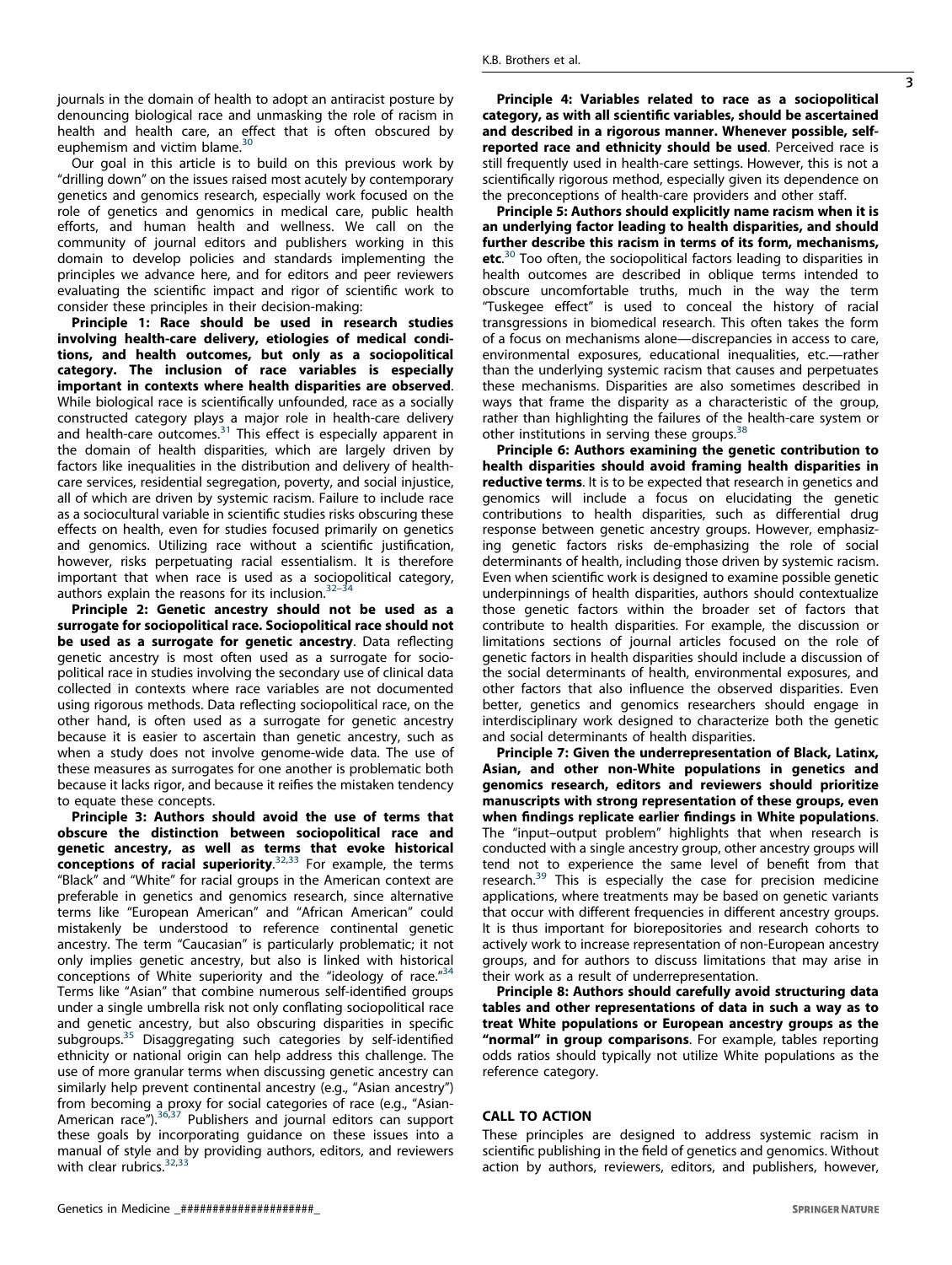journals in the domain of health to adopt an antiracist posture by denouncing biological race and unmasking the role of racism in health and health care, an effect that is often obscured by euphemism and victim blame.[30]

Our goal in this article is to build on this previous work by "drilling down" on the issues raised most acutely by contemporary genetics and genomics research, especially work focused on the role of genetics and genomics in medical care, public health efforts, and human health and wellness. We call on the community of journal editors and publishers working in this domain to develop policies and standards implementing the principles we advance here, and for editors and peer reviewers evaluating the scientific impact and rigor of scientific work to consider these principles in their decision-making:

**Principle 1: Race should be used in research studies involving health-care delivery, etiologies of medical conditions, and health outcomes, but only as a sociopolitical category. The inclusion of race variables is especially important in contexts where health disparities are observed**. While biological race is scientifically unfounded, race as a socially constructed category plays a major role in health-care delivery and health-care outcomes.[31] This effect is especially apparent in the domain of health disparities, which are largely driven by factors like inequalities in the distribution and delivery of health-care services, residential segregation, poverty, and social injustice, all of which are driven by systemic racism. Failure to include race as a sociocultural variable in scientific studies risks obscuring these effects on health, even for studies focused primarily on genetics and genomics. Utilizing race without a scientific justification, however, risks perpetuating racial essentialism. It is therefore important that when race is used as a sociopolitical category, authors explain the reasons for its inclusion.[32–34]

**Principle 2: Genetic ancestry should not be used as a surrogate for sociopolitical race. Sociopolitical race should not be used as a surrogate for genetic ancestry**. Data reflecting genetic ancestry is most often used as a surrogate for sociopolitical race in studies involving the secondary use of clinical data collected in contexts where race variables are not documented using rigorous methods. Data reflecting sociopolitical race, on the other hand, is often used as a surrogate for genetic ancestry because it is easier to ascertain than genetic ancestry, such as when a study does not involve genome-wide data. The use of these measures as surrogates for one another is problematic both because it lacks rigor, and because it reifies the mistaken tendency to equate these concepts.

**Principle 3: Authors should avoid the use of terms that obscure the distinction between sociopolitical race and genetic ancestry, as well as terms that evoke historical conceptions of racial superiority**.[32,33] For example, the terms "Black" and "White" for racial groups in the American context are preferable in genetics and genomics research, since alternative terms like "European American" and "African American" could mistakenly be understood to reference continental genetic ancestry. The term "Caucasian" is particularly problematic; it not only implies genetic ancestry, but also is linked with historical conceptions of White superiority and the "ideology of race."[34] Terms like "Asian" that combine numerous self-identified groups under a single umbrella risk not only conflating sociopolitical race and genetic ancestry, but also obscuring disparities in specific subgroups.[35] Disaggregating such categories by self-identified ethnicity or national origin can help address this challenge. The use of more granular terms when discussing genetic ancestry can similarly help prevent continental ancestry (e.g., "Asian ancestry") from becoming a proxy for social categories of race (e.g., "Asian-American race").[36,37] Publishers and journal editors can support these goals by incorporating guidance on these issues into a manual of style and by providing authors, editors, and reviewers with clear rubrics.[32,33]

**Principle 4: Variables related to race as a sociopolitical category, as with all scientific variables, should be ascertained and described in a rigorous manner. Whenever possible, self-reported race and ethnicity should be used**. Perceived race is still frequently used in health-care settings. However, this is not a scientifically rigorous method, especially given its dependence on the preconceptions of health-care providers and other staff.

**Principle 5: Authors should explicitly name racism when it is an underlying factor leading to health disparities, and should further describe this racism in terms of its form, mechanisms, etc**.[30] Too often, the sociopolitical factors leading to disparities in health outcomes are described in oblique terms intended to obscure uncomfortable truths, much in the way the term "Tuskegee effect" is used to conceal the history of racial transgressions in biomedical research. This often takes the form of a focus on mechanisms alone—discrepancies in access to care, environmental exposures, educational inequalities, etc.—rather than the underlying systemic racism that causes and perpetuates these mechanisms. Disparities are also sometimes described in ways that frame the disparity as a characteristic of the group, rather than highlighting the failures of the health-care system or other institutions in serving these groups.[38]

**Principle 6: Authors examining the genetic contribution to health disparities should avoid framing health disparities in reductive terms**. It is to be expected that research in genetics and genomics will include a focus on elucidating the genetic contributions to health disparities, such as differential drug response between genetic ancestry groups. However, emphasizing genetic factors risks de-emphasizing the role of social determinants of health, including those driven by systemic racism. Even when scientific work is designed to examine possible genetic underpinnings of health disparities, authors should contextualize those genetic factors within the broader set of factors that contribute to health disparities. For example, the discussion or limitations sections of journal articles focused on the role of genetic factors in health disparities should include a discussion of the social determinants of health, environmental exposures, and other factors that also influence the observed disparities. Even better, genetics and genomics researchers should engage in interdisciplinary work designed to characterize both the genetic and social determinants of health disparities.

**Principle 7: Given the underrepresentation of Black, Latinx, Asian, and other non-White populations in genetics and genomics research, editors and reviewers should prioritize manuscripts with strong representation of these groups, even when findings replicate earlier findings in White populations**. The "input–output problem" highlights that when research is conducted with a single ancestry group, other ancestry groups will tend not to experience the same level of benefit from that research.[39] This is especially the case for precision medicine applications, where treatments may be based on genetic variants that occur with different frequencies in different ancestry groups. It is thus important for biorepositories and research cohorts to actively work to increase representation of non-European ancestry groups, and for authors to discuss limitations that may arise in their work as a result of underrepresentation.

**Principle 8: Authors should carefully avoid structuring data tables and other representations of data in such a way as to treat White populations or European ancestry groups as the "normal" in group comparisons**. For example, tables reporting odds ratios should typically not utilize White populations as the reference category.

## CALL TO ACTION

These principles are designed to address systemic racism in scientific publishing in the field of genetics and genomics. Without action by authors, reviewers, editors, and publishers, however,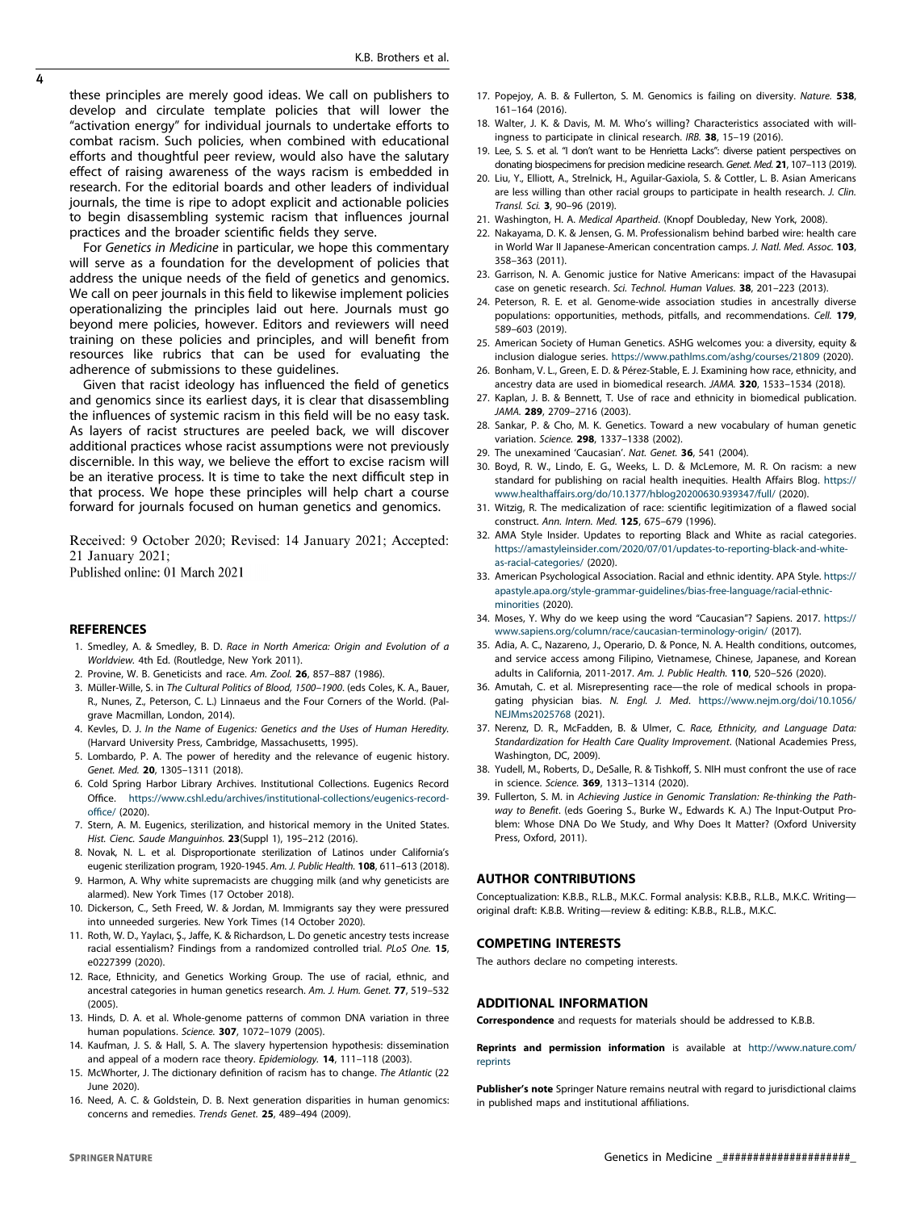these principles are merely good ideas. We call on publishers to develop and circulate template policies that will lower the "activation energy" for individual journals to undertake efforts to combat racism. Such policies, when combined with educational efforts and thoughtful peer review, would also have the salutary effect of raising awareness of the ways racism is embedded in research. For the editorial boards and other leaders of individual journals, the time is ripe to adopt explicit and actionable policies to begin disassembling systemic racism that influences journal practices and the broader scientific fields they serve.

For *Genetics in Medicine* in particular, we hope this commentary will serve as a foundation for the development of policies that address the unique needs of the field of genetics and genomics. We call on peer journals in this field to likewise implement policies operationalizing the principles laid out here. Journals must go beyond mere policies, however. Editors and reviewers will need training on these policies and principles, and will benefit from resources like rubrics that can be used for evaluating the adherence of submissions to these guidelines.

Given that racist ideology has influenced the field of genetics and genomics since its earliest days, it is clear that disassembling the influences of systemic racism in this field will be no easy task. As layers of racist structures are peeled back, we will discover additional practices whose racist assumptions were not previously discernible. In this way, we believe the effort to excise racism will be an iterative process. It is time to take the next difficult step in that process. We hope these principles will help chart a course forward for journals focused on human genetics and genomics.

Received: 9 October 2020; Revised: 14 January 2021; Accepted: 21 January 2021;
Published online: 01 March 2021

## REFERENCES

1. Smedley, A. & Smedley, B. D. *Race in North America: Origin and Evolution of a Worldview*. 4th Ed. (Routledge, New York 2011).
2. Provine, W. B. Geneticists and race. *Am. Zool.* **26**, 857–887 (1986).
3. Müller-Wille, S. in *The Cultural Politics of Blood, 1500–1900*. (eds Coles, K. A., Bauer, R., Nunes, Z., Peterson, C. L.) Linnaeus and the Four Corners of the World. (Palgrave Macmillan, London, 2014).
4. Kevles, D. J. *In the Name of Eugenics: Genetics and the Uses of Human Heredity*. (Harvard University Press, Cambridge, Massachusetts, 1995).
5. Lombardo, P. A. The power of heredity and the relevance of eugenic history. *Genet. Med.* **20**, 1305–1311 (2018).
6. Cold Spring Harbor Library Archives. Institutional Collections. Eugenics Record Office. https://www.cshl.edu/archives/institutional-collections/eugenics-record-office/ (2020).
7. Stern, A. M. Eugenics, sterilization, and historical memory in the United States. *Hist. Cienc. Saude Manguinhos.* **23**(Suppl 1), 195–212 (2016).
8. Novak, N. L. et al. Disproportionate sterilization of Latinos under California's eugenic sterilization program, 1920-1945. *Am. J. Public Health.* **108**, 611–613 (2018).
9. Harmon, A. Why white supremacists are chugging milk (and why geneticists are alarmed). New York Times (17 October 2018).
10. Dickerson, C., Seth Freed, W. & Jordan, M. Immigrants say they were pressured into unneeded surgeries. New York Times (14 October 2020).
11. Roth, W. D., Yaylacı, Ş., Jaffe, K. & Richardson, L. Do genetic ancestry tests increase racial essentialism? Findings from a randomized controlled trial. *PLoS One.* **15**, e0227399 (2020).
12. Race, Ethnicity, and Genetics Working Group. The use of racial, ethnic, and ancestral categories in human genetics research. *Am. J. Hum. Genet.* **77**, 519–532 (2005).
13. Hinds, D. A. et al. Whole-genome patterns of common DNA variation in three human populations. *Science.* **307**, 1072–1079 (2005).
14. Kaufman, J. S. & Hall, S. A. The slavery hypertension hypothesis: dissemination and appeal of a modern race theory. *Epidemiology.* **14**, 111–118 (2003).
15. McWhorter, J. The dictionary definition of racism has to change. *The Atlantic* (22 June 2020).
16. Need, A. C. & Goldstein, D. B. Next generation disparities in human genomics: concerns and remedies. *Trends Genet.* **25**, 489–494 (2009).
17. Popejoy, A. B. & Fullerton, S. M. Genomics is failing on diversity. *Nature.* **538**, 161–164 (2016).
18. Walter, J. K. & Davis, M. M. Who's willing? Characteristics associated with willingness to participate in clinical research. *IRB.* **38**, 15–19 (2016).
19. Lee, S. S. et al. "I don't want to be Henrietta Lacks": diverse patient perspectives on donating biospecimens for precision medicine research. *Genet. Med.* **21**, 107–113 (2019).
20. Liu, Y., Elliott, A., Strelnick, H., Aguilar-Gaxiola, S. & Cottler, L. B. Asian Americans are less willing than other racial groups to participate in health research. *J. Clin. Transl. Sci.* **3**, 90–96 (2019).
21. Washington, H. A. *Medical Apartheid*. (Knopf Doubleday, New York, 2008).
22. Nakayama, D. K. & Jensen, G. M. Professionalism behind barbed wire: health care in World War II Japanese-American concentration camps. *J. Natl. Med. Assoc.* **103**, 358–363 (2011).
23. Garrison, N. A. Genomic justice for Native Americans: impact of the Havasupai case on genetic research. *Sci. Technol. Human Values.* **38**, 201–223 (2013).
24. Peterson, R. E. et al. Genome-wide association studies in ancestrally diverse populations: opportunities, methods, pitfalls, and recommendations. *Cell.* **179**, 589–603 (2019).
25. American Society of Human Genetics. ASHG welcomes you: a diversity, equity & inclusion dialogue series. https://www.pathlms.com/ashg/courses/21809 (2020).
26. Bonham, V. L., Green, E. D. & Pérez-Stable, E. J. Examining how race, ethnicity, and ancestry data are used in biomedical research. *JAMA.* **320**, 1533–1534 (2018).
27. Kaplan, J. B. & Bennett, T. Use of race and ethnicity in biomedical publication. *JAMA.* **289**, 2709–2716 (2003).
28. Sankar, P. & Cho, M. K. Genetics. Toward a new vocabulary of human genetic variation. *Science.* **298**, 1337–1338 (2002).
29. The unexamined 'Caucasian'. *Nat. Genet.* **36**, 541 (2004).
30. Boyd, R. W., Lindo, E. G., Weeks, L. D. & McLemore, M. R. On racism: a new standard for publishing on racial health inequities. Health Affairs Blog. https://www.healthaffairs.org/do/10.1377/hblog20200630.939347/full/ (2020).
31. Witzig, R. The medicalization of race: scientific legitimization of a flawed social construct. *Ann. Intern. Med.* **125**, 675–679 (1996).
32. AMA Style Insider. Updates to reporting Black and White as racial categories. https://amastyleinsider.com/2020/07/01/updates-to-reporting-black-and-white-as-racial-categories/ (2020).
33. American Psychological Association. Racial and ethnic identity. APA Style. https://apastyle.apa.org/style-grammar-guidelines/bias-free-language/racial-ethnic-minorities (2020).
34. Moses, Y. Why do we keep using the word "Caucasian"? Sapiens. 2017. https://www.sapiens.org/column/race/caucasian-terminology-origin/ (2017).
35. Adia, A. C., Nazareno, J., Operario, D. & Ponce, N. A. Health conditions, outcomes, and service access among Filipino, Vietnamese, Chinese, Japanese, and Korean adults in California, 2011-2017. *Am. J. Public Health.* **110**, 520–526 (2020).
36. Amutah, C. et al. Misrepresenting race—the role of medical schools in propagating physician bias. *N. Engl. J. Med*. https://www.nejm.org/doi/10.1056/NEJMms2025768 (2021).
37. Nerenz, D. R., McFadden, B. & Ulmer, C. *Race, Ethnicity, and Language Data: Standardization for Health Care Quality Improvement*. (National Academies Press, Washington, DC, 2009).
38. Yudell, M., Roberts, D., DeSalle, R. & Tishkoff, S. NIH must confront the use of race in science. *Science.* **369**, 1313–1314 (2020).
39. Fullerton, S. M. in *Achieving Justice in Genomic Translation: Re-thinking the Pathway to Benefit*. (eds Goering S., Burke W., Edwards K. A.) The Input-Output Problem: Whose DNA Do We Study, and Why Does It Matter? (Oxford University Press, Oxford, 2011).

## AUTHOR CONTRIBUTIONS

Conceptualization: K.B.B., R.L.B., M.K.C. Formal analysis: K.B.B., R.L.B., M.K.C. Writing—original draft: K.B.B. Writing—review & editing: K.B.B., R.L.B., M.K.C.

## COMPETING INTERESTS

The authors declare no competing interests.

## ADDITIONAL INFORMATION

**Correspondence** and requests for materials should be addressed to K.B.B.

**Reprints and permission information** is available at http://www.nature.com/reprints

**Publisher's note** Springer Nature remains neutral with regard to jurisdictional claims in published maps and institutional affiliations.